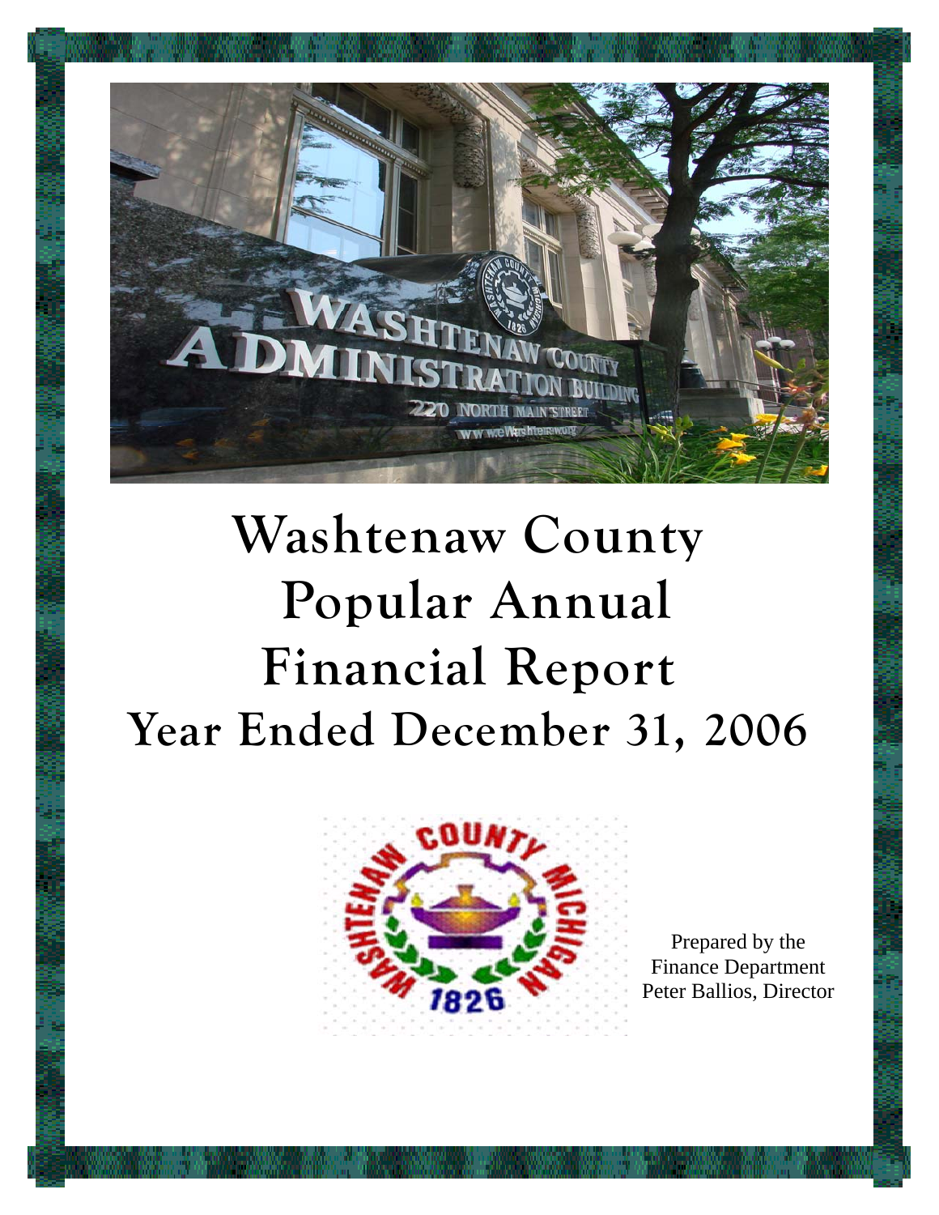# Washtenaw County Popular Annual Financial Report

## Year Ended December 31, 2006

Prepared by the
Finance Department
Peter Ballios, Director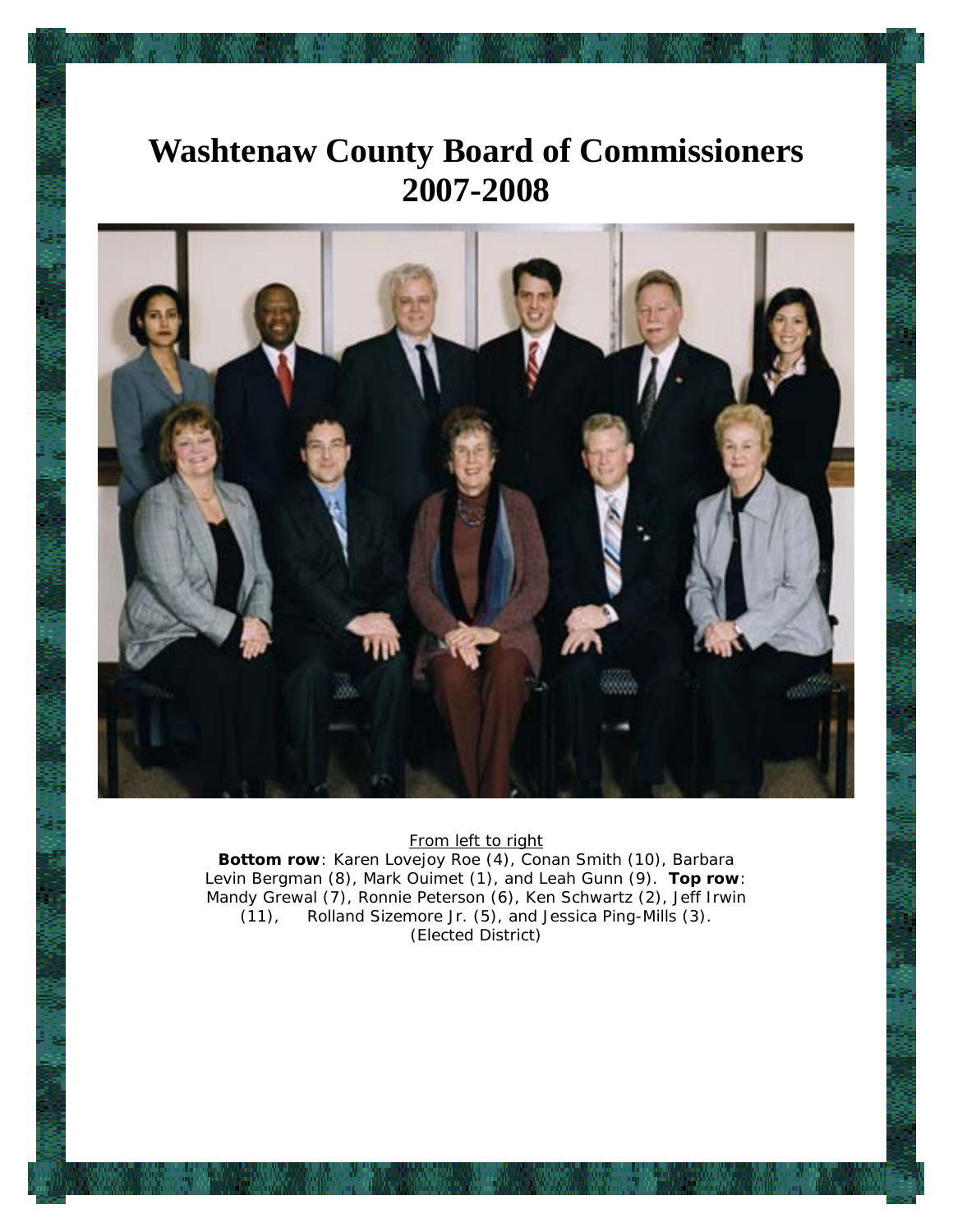# Washtenaw County Board of Commissioners 2007-2008

From left to right

**Bottom row**: Karen Lovejoy Roe (4), Conan Smith (10), Barbara Levin Bergman (8), Mark Ouimet (1), and Leah Gunn (9). **Top row**: Mandy Grewal (7), Ronnie Peterson (6), Ken Schwartz (2), Jeff Irwin (11), Rolland Sizemore Jr. (5), and Jessica Ping-Mills (3).

(Elected District)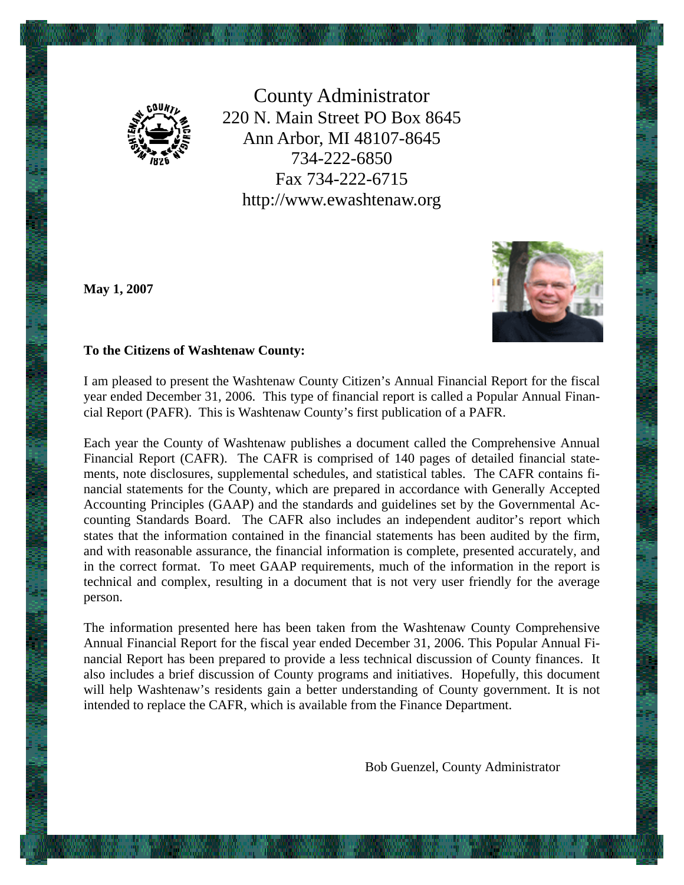County Administrator
220 N. Main Street PO Box 8645
Ann Arbor, MI 48107-8645
734-222-6850
Fax 734-222-6715
http://www.ewashtenaw.org

**May 1, 2007**

**To the Citizens of Washtenaw County:**

I am pleased to present the Washtenaw County Citizen's Annual Financial Report for the fiscal year ended December 31, 2006. This type of financial report is called a Popular Annual Financial Report (PAFR). This is Washtenaw County's first publication of a PAFR.

Each year the County of Washtenaw publishes a document called the Comprehensive Annual Financial Report (CAFR). The CAFR is comprised of 140 pages of detailed financial statements, note disclosures, supplemental schedules, and statistical tables. The CAFR contains financial statements for the County, which are prepared in accordance with Generally Accepted Accounting Principles (GAAP) and the standards and guidelines set by the Governmental Accounting Standards Board. The CAFR also includes an independent auditor's report which states that the information contained in the financial statements has been audited by the firm, and with reasonable assurance, the financial information is complete, presented accurately, and in the correct format. To meet GAAP requirements, much of the information in the report is technical and complex, resulting in a document that is not very user friendly for the average person.

The information presented here has been taken from the Washtenaw County Comprehensive Annual Financial Report for the fiscal year ended December 31, 2006. This Popular Annual Financial Report has been prepared to provide a less technical discussion of County finances. It also includes a brief discussion of County programs and initiatives. Hopefully, this document will help Washtenaw's residents gain a better understanding of County government. It is not intended to replace the CAFR, which is available from the Finance Department.

Bob Guenzel, County Administrator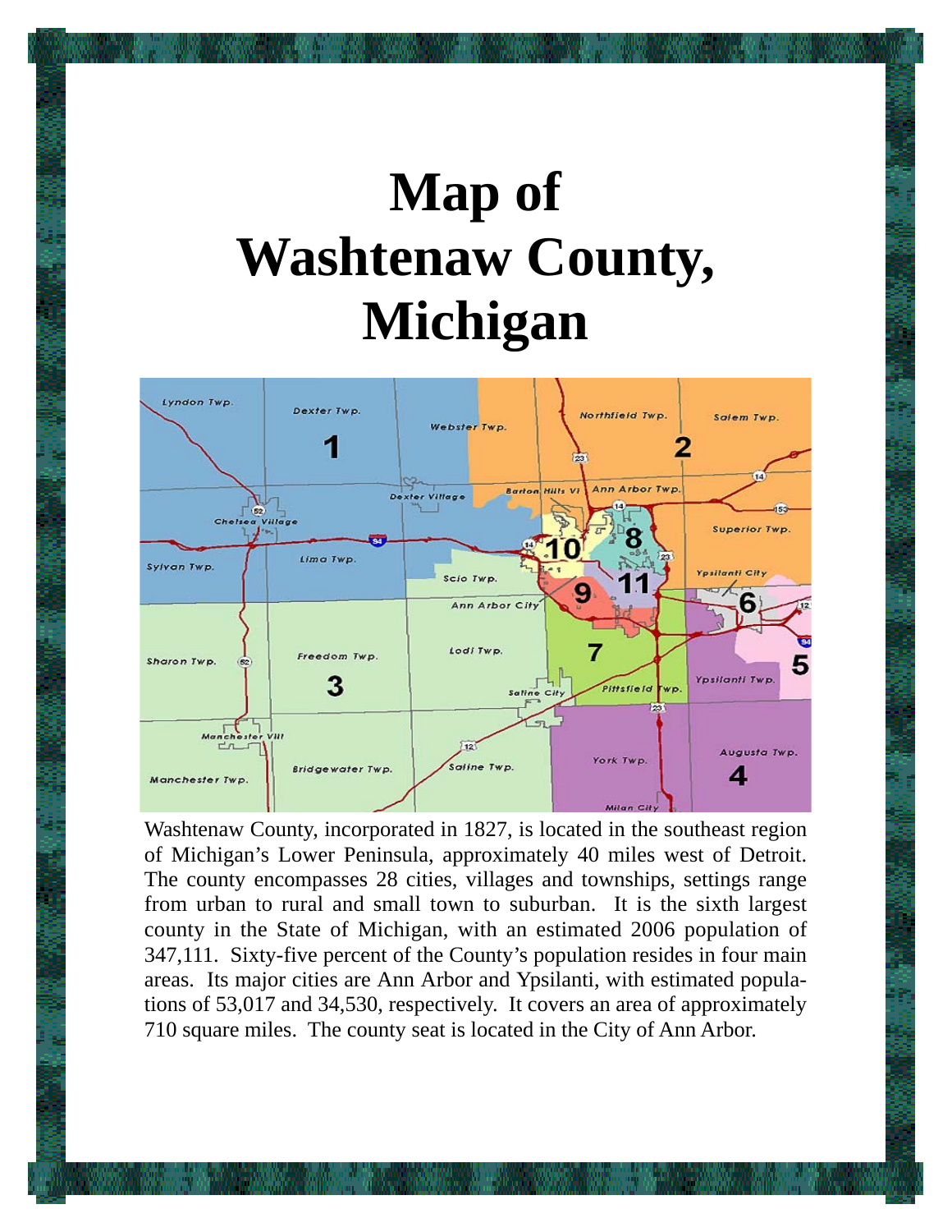# Map of Washtenaw County, Michigan

Washtenaw County, incorporated in 1827, is located in the southeast region of Michigan's Lower Peninsula, approximately 40 miles west of Detroit. The county encompasses 28 cities, villages and townships, settings range from urban to rural and small town to suburban. It is the sixth largest county in the State of Michigan, with an estimated 2006 population of 347,111. Sixty-five percent of the County's population resides in four main areas. Its major cities are Ann Arbor and Ypsilanti, with estimated populations of 53,017 and 34,530, respectively. It covers an area of approximately 710 square miles. The county seat is located in the City of Ann Arbor.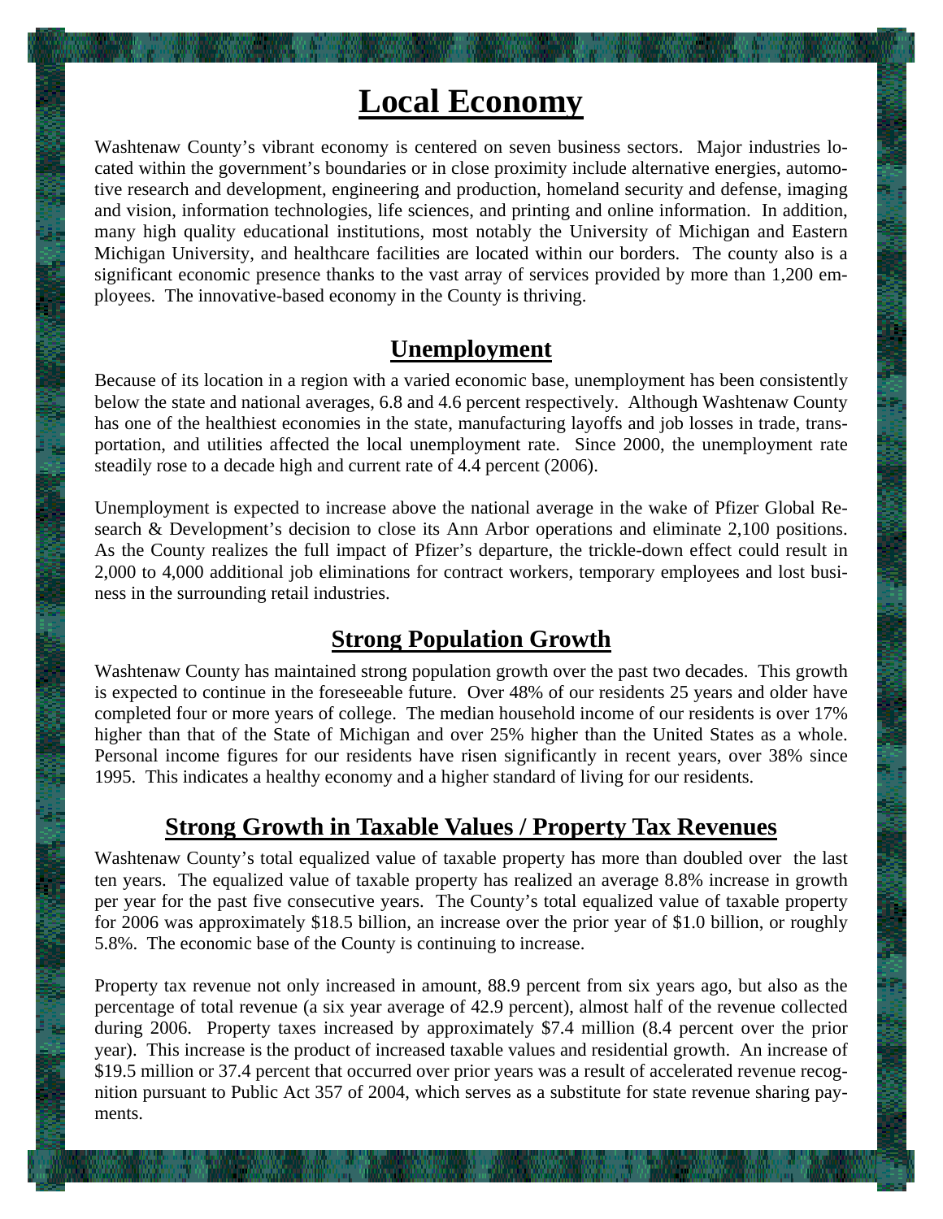# Local Economy

Washtenaw County's vibrant economy is centered on seven business sectors. Major industries located within the government's boundaries or in close proximity include alternative energies, automotive research and development, engineering and production, homeland security and defense, imaging and vision, information technologies, life sciences, and printing and online information. In addition, many high quality educational institutions, most notably the University of Michigan and Eastern Michigan University, and healthcare facilities are located within our borders. The county also is a significant economic presence thanks to the vast array of services provided by more than 1,200 employees. The innovative-based economy in the County is thriving.

## Unemployment

Because of its location in a region with a varied economic base, unemployment has been consistently below the state and national averages, 6.8 and 4.6 percent respectively. Although Washtenaw County has one of the healthiest economies in the state, manufacturing layoffs and job losses in trade, transportation, and utilities affected the local unemployment rate. Since 2000, the unemployment rate steadily rose to a decade high and current rate of 4.4 percent (2006).

Unemployment is expected to increase above the national average in the wake of Pfizer Global Research & Development's decision to close its Ann Arbor operations and eliminate 2,100 positions. As the County realizes the full impact of Pfizer's departure, the trickle-down effect could result in 2,000 to 4,000 additional job eliminations for contract workers, temporary employees and lost business in the surrounding retail industries.

## Strong Population Growth

Washtenaw County has maintained strong population growth over the past two decades. This growth is expected to continue in the foreseeable future. Over 48% of our residents 25 years and older have completed four or more years of college. The median household income of our residents is over 17% higher than that of the State of Michigan and over 25% higher than the United States as a whole. Personal income figures for our residents have risen significantly in recent years, over 38% since 1995. This indicates a healthy economy and a higher standard of living for our residents.

## Strong Growth in Taxable Values / Property Tax Revenues

Washtenaw County's total equalized value of taxable property has more than doubled over the last ten years. The equalized value of taxable property has realized an average 8.8% increase in growth per year for the past five consecutive years. The County's total equalized value of taxable property for 2006 was approximately $18.5 billion, an increase over the prior year of $1.0 billion, or roughly 5.8%. The economic base of the County is continuing to increase.

Property tax revenue not only increased in amount, 88.9 percent from six years ago, but also as the percentage of total revenue (a six year average of 42.9 percent), almost half of the revenue collected during 2006. Property taxes increased by approximately $7.4 million (8.4 percent over the prior year). This increase is the product of increased taxable values and residential growth. An increase of $19.5 million or 37.4 percent that occurred over prior years was a result of accelerated revenue recognition pursuant to Public Act 357 of 2004, which serves as a substitute for state revenue sharing payments.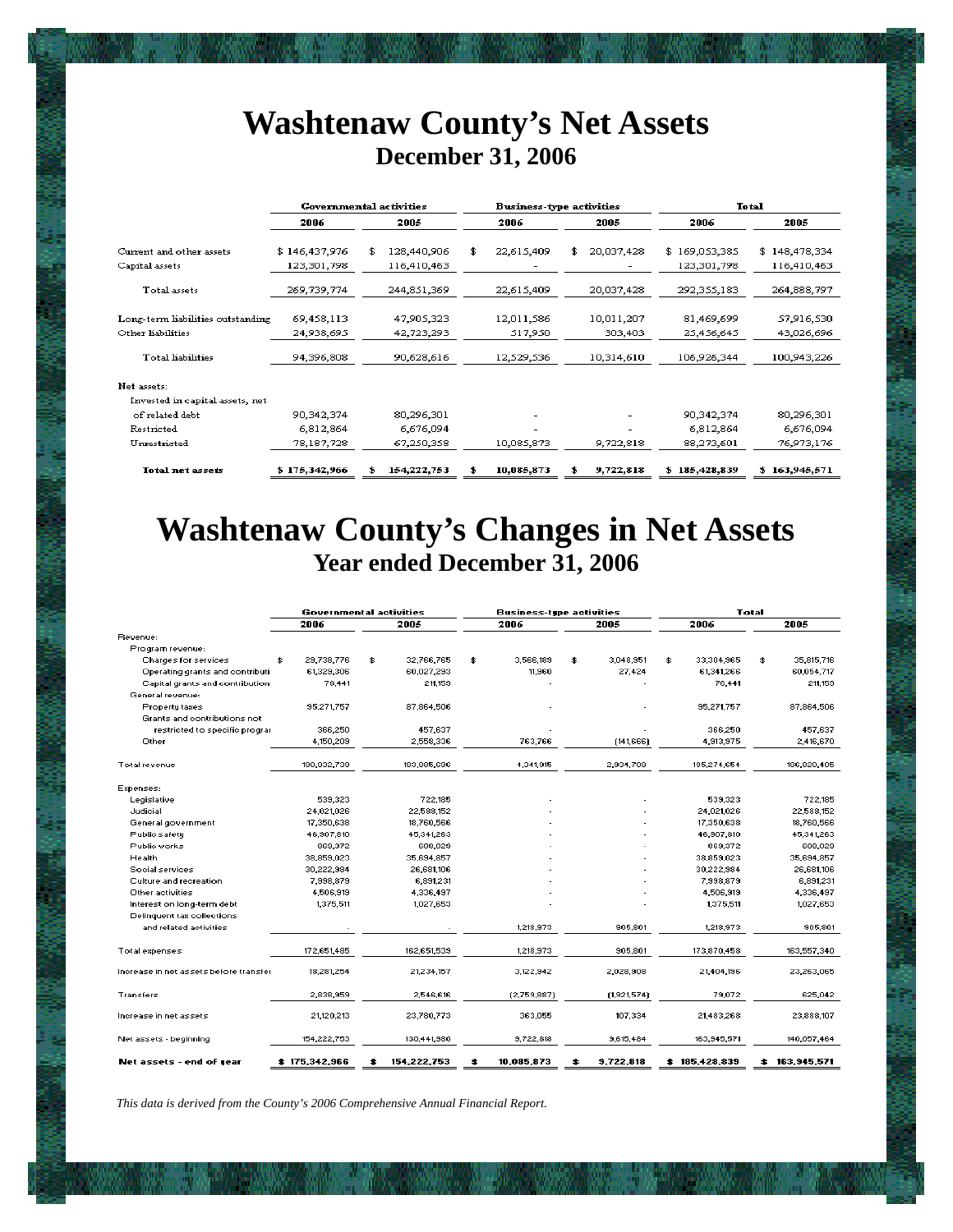# Washtenaw County's Net Assets

## December 31, 2006

| | Governmental activities | | Business-type activities | | Total | |
|---|---|---|---|---|---|---|
| | 2006 | 2005 | 2006 | 2005 | 2006 | 2005 |
| Current and other assets | $ 146,437,976 | $ 128,440,906 | $ 22,615,409 | $ 20,037,428 | $ 169,053,385 | $ 148,478,334 |
| Capital assets | 123,301,798 | 116,410,463 | - | - | 123,301,798 | 116,410,463 |
| Total assets | 269,739,774 | 244,851,369 | 22,615,409 | 20,037,428 | 292,355,183 | 264,888,797 |
| Long-term liabilities outstanding | 69,458,113 | 47,905,323 | 12,011,586 | 10,011,207 | 81,469,699 | 57,916,530 |
| Other liabilities | 24,938,695 | 42,723,293 | 517,950 | 303,403 | 25,456,645 | 43,026,696 |
| Total liabilities | 94,396,808 | 90,628,616 | 12,529,536 | 10,314,610 | 106,926,344 | 100,943,226 |
| Net assets: | | | | | | |
| Invested in capital assets, net of related debt | 90,342,374 | 80,296,301 | - | - | 90,342,374 | 80,296,301 |
| Restricted | 6,812,864 | 6,676,094 | - | - | 6,812,864 | 6,676,094 |
| Unrestricted | 78,187,728 | 67,250,358 | 10,085,873 | 9,722,818 | 88,273,601 | 76,973,176 |
| **Total net assets** | **$ 175,342,966** | **$ 154,222,753** | **$ 10,085,873** | **$ 9,722,818** | **$ 185,428,839** | **$ 163,945,571** |

# Washtenaw County's Changes in Net Assets

## Year ended December 31, 2006

| | Governmental activities | | Business-type activities | | Total | |
|---|---|---|---|---|---|---|
| | 2006 | 2005 | 2006 | 2005 | 2006 | 2005 |
| Revenue: | | | | | | |
| Program revenue: | | | | | | |
| Charges for services | $ 29,738,776 | $ 32,766,765 | $ 3,566,189 | $ 3,048,951 | $ 33,304,965 | $ 35,815,716 |
| Operating grants and contributi | 61,329,306 | 60,027,293 | 11,960 | 27,424 | 61,341,266 | 60,054,717 |
| Capital grants and contribution | 76,441 | 211,159 | - | - | 76,441 | 211,159 |
| General revenue: | | | | | | |
| Property taxes | 95,271,757 | 87,864,506 | - | - | 95,271,757 | 87,864,506 |
| Grants and contributions not restricted to specific progra | 366,250 | 457,637 | - | - | 366,250 | 457,637 |
| Other | 4,150,209 | 2,558,336 | 763,766 | (141,666) | 4,913,975 | 2,416,670 |
| Total revenue | 190,932,739 | 183,885,696 | 4,341,915 | 2,934,709 | 195,274,654 | 186,820,405 |
| Expenses: | | | | | | |
| Legislative | 539,323 | 722,185 | - | - | 539,323 | 722,185 |
| Judicial | 24,021,026 | 22,588,152 | - | - | 24,021,026 | 22,588,152 |
| General government | 17,350,638 | 18,760,566 | - | - | 17,350,638 | 18,760,566 |
| Public safety | 46,907,810 | 45,341,263 | - | - | 46,907,810 | 45,341,263 |
| Public works | 869,372 | 608,029 | - | - | 869,372 | 608,029 |
| Health | 38,859,023 | 35,694,857 | - | - | 38,859,023 | 35,694,857 |
| Social services | 30,222,984 | 26,681,106 | - | - | 30,222,984 | 26,681,106 |
| Culture and recreation | 7,998,879 | 6,891,231 | - | - | 7,998,879 | 6,891,231 |
| Other activities | 4,506,919 | 4,336,497 | - | - | 4,506,919 | 4,336,497 |
| Interest on long-term debt | 1,375,511 | 1,027,653 | - | - | 1,375,511 | 1,027,653 |
| Delinquent tax collections and related activities | - | - | 1,218,973 | 905,801 | 1,218,973 | 905,801 |
| Total expenses | 172,651,485 | 162,651,539 | 1,218,973 | 905,801 | 173,870,458 | 163,557,340 |
| Increase in net assets before transfer | 18,281,254 | 21,234,157 | 3,122,942 | 2,028,908 | 21,404,196 | 23,263,065 |
| Transfers | 2,838,959 | 2,546,616 | (2,759,887) | (1,921,574) | 79,072 | 625,042 |
| Increase in net assets | 21,120,213 | 23,780,773 | 363,055 | 107,334 | 21,483,268 | 23,888,107 |
| Net assets - beginning | 154,222,753 | 130,441,980 | 9,722,818 | 9,615,484 | 163,945,571 | 140,057,464 |
| **Net assets - end of year** | **$ 175,342,966** | **$ 154,222,753** | **$ 10,085,873** | **$ 9,722,818** | **$ 185,428,839** | **$ 163,945,571** |

*This data is derived from the County's 2006 Comprehensive Annual Financial Report.*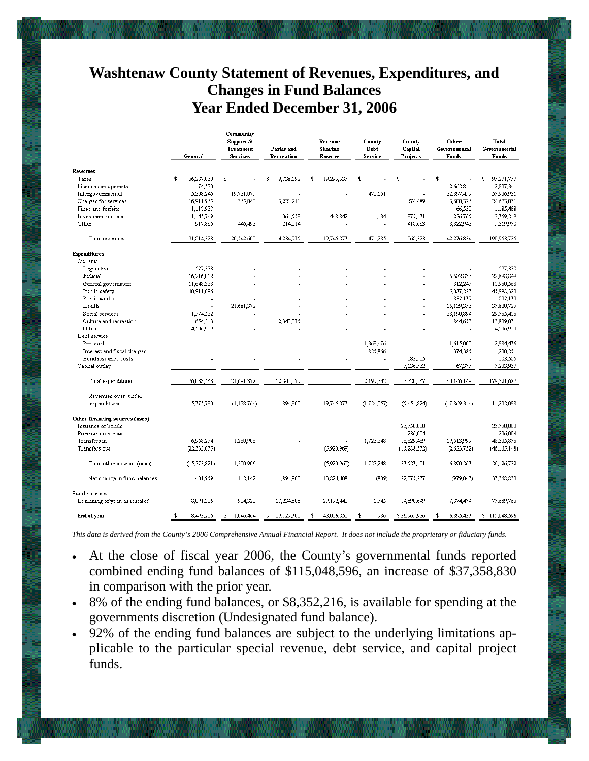# Washtenaw County Statement of Revenues, Expenditures, and Changes in Fund Balances Year Ended December 31, 2006

| | General | Community Support & Treatment Services | Parks and Recreation | Revenue Sharing Reserve | County Debt Service | County Capital Projects | Other Governmental Funds | Total Governmental Funds |
|---|---|---|---|---|---|---|---|---|
| **Revenues** | | | | | | | | |
| Taxes | $ 66,237,030 | $ - | $ 9,738,192 | $ 19,296,535 | $ - | $ - | $ - | $ 95,271,757 |
| Licenses and permits | 174,530 | - | - | - | - | - | 2,662,811 | 2,837,341 |
| Intergovernmental | 5,308,246 | 19,731,075 | - | - | 470,151 | - | 32,397,459 | 57,906,931 |
| Charges for services | 16,911,965 | 365,040 | 3,221,211 | - | - | 574,489 | 3,600,326 | 24,673,031 |
| Fines and forfeits | 1,118,938 | - | - | - | - | - | 66,530 | 1,185,468 |
| Investment income | 1,145,749 | - | 1,061,558 | 448,842 | 1,134 | 875,171 | 226,765 | 3,759,219 |
| Other | 917,865 | 446,493 | 214,014 | - | - | 418,663 | 3,322,943 | 5,319,978 |
| Total revenues | 91,814,323 | 20,542,608 | 14,234,975 | 19,745,377 | 471,285 | 1,868,323 | 42,276,834 | 190,953,725 |
| **Expenditures** | | | | | | | | |
| Current: | | | | | | | | |
| Legislative | 527,328 | - | - | - | - | - | - | 527,328 |
| Judicial | 16,216,012 | - | - | - | - | - | 6,682,837 | 22,898,849 |
| General government | 11,648,323 | - | - | - | - | - | 312,245 | 11,960,568 |
| Public safety | 40,911,096 | - | - | - | - | - | 5,087,227 | 45,998,323 |
| Public works | - | - | - | - | - | - | 832,179 | 832,179 |
| Health | - | 21,681,372 | - | - | - | - | 16,139,353 | 37,820,725 |
| Social services | 1,574,522 | - | - | - | - | - | 28,190,894 | 29,765,416 |
| Culture and recreation | 654,343 | - | 12,340,075 | - | - | - | 844,653 | 13,839,071 |
| Other | 4,506,919 | - | - | - | - | - | - | 4,506,919 |
| Debt service: | | | | | | | | |
| Principal | - | - | - | - | 1,369,476 | - | 1,615,000 | 2,984,476 |
| Interest and fiscal charges | - | - | - | - | 825,866 | - | 374,385 | 1,200,251 |
| Bond issuance costs | - | - | - | - | - | 183,585 | - | 183,585 |
| Capital outlay | - | - | - | - | - | 7,136,562 | 67,375 | 7,203,937 |
| Total expenditures | 76,038,543 | 21,681,372 | 12,340,075 | - | 2,195,342 | 7,320,147 | 60,146,148 | 179,721,627 |
| Revenues over (under) expenditures | 15,775,780 | (1,138,764) | 1,894,900 | 19,745,377 | (1,724,057) | (5,451,824) | (17,869,314) | 11,232,098 |
| **Other financing sources (uses)** | | | | | | | | |
| Issuance of bonds | - | - | - | - | - | 23,750,000 | - | 23,750,000 |
| Premium on bonds | - | - | - | - | - | 236,004 | - | 236,004 |
| Transfers in | 6,958,254 | 1,280,906 | - | - | 1,723,248 | 18,829,469 | 19,513,999 | 48,305,876 |
| Transfers out | (22,332,075) | - | - | (5,920,969) | - | (15,288,372) | (2,623,732) | (46,165,148) |
| Total other sources (uses) | (15,373,821) | 1,280,906 | - | (5,920,969) | 1,723,248 | 27,527,101 | 16,890,267 | 26,126,732 |
| Net change in fund balances | 401,959 | 142,142 | 1,894,900 | 13,824,408 | (809) | 22,075,277 | (979,047) | 37,358,830 |
| Fund balances: | | | | | | | | |
| Beginning of year, as restated | 8,091,326 | 904,322 | 17,234,808 | 29,192,442 | 1,745 | 14,890,649 | 7,374,474 | 77,689,766 |
| **End of year** | $ 8,493,285 | $ 1,046,464 | $ 19,129,708 | $ 43,016,850 | $ 936 | $ 36,965,926 | $ 6,395,427 | $ 115,048,596 |

*This data is derived from the County's 2006 Comprehensive Annual Financial Report. It does not include the proprietary or fiduciary funds.*

- At the close of fiscal year 2006, the County's governmental funds reported combined ending fund balances of $115,048,596, an increase of $37,358,830 in comparison with the prior year.
- 8% of the ending fund balances, or $8,352,216, is available for spending at the governments discretion (Undesignated fund balance).
- 92% of the ending fund balances are subject to the underlying limitations applicable to the particular special revenue, debt service, and capital project funds.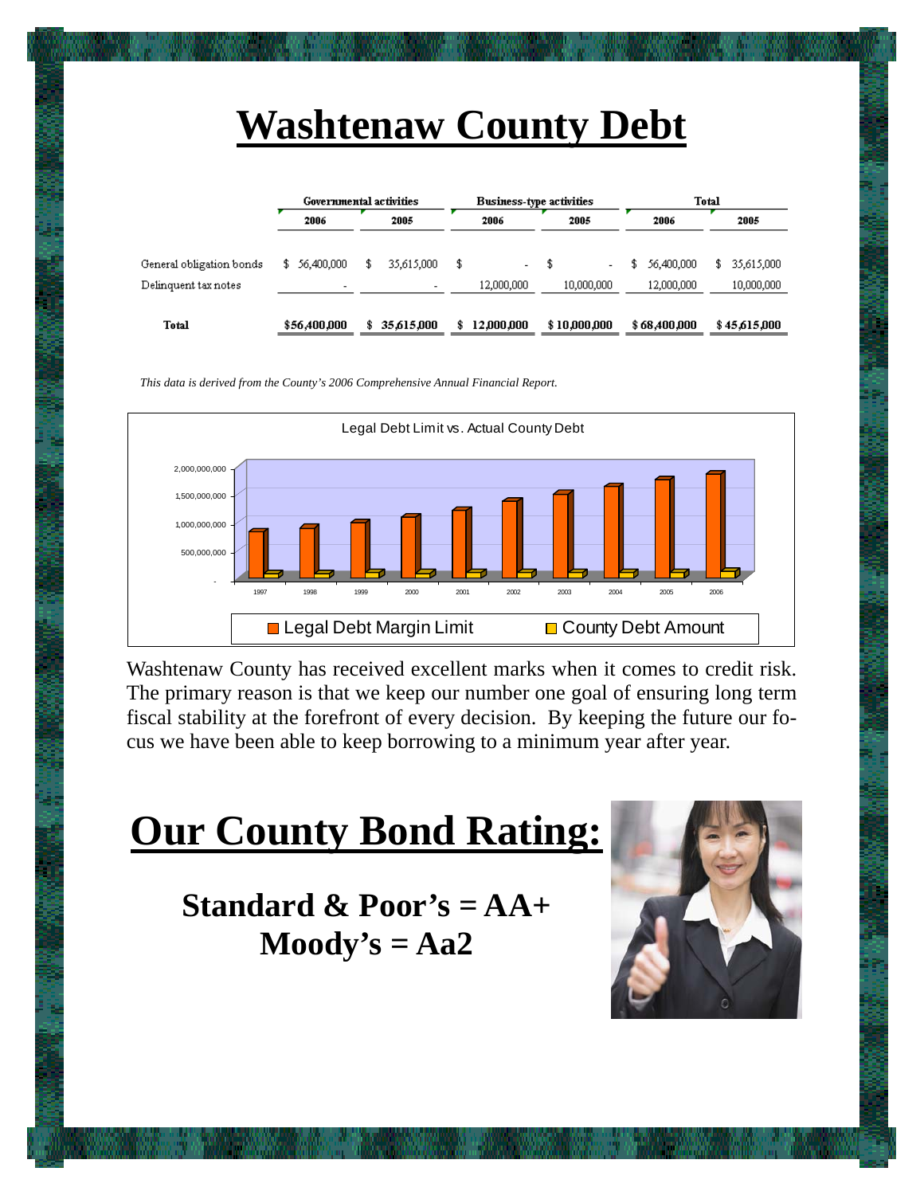# Washtenaw County Debt

| | Governmental activities | | Business-type activities | | Total | |
|---|---|---|---|---|---|---|
| | 2006 | 2005 | 2006 | 2005 | 2006 | 2005 |
| General obligation bonds | $ 56,400,000 | $ 35,615,000 | $ - | $ - | $ 56,400,000 | $ 35,615,000 |
| Delinquent tax notes | - | - | 12,000,000 | 10,000,000 | 12,000,000 | 10,000,000 |
| **Total** | **$56,400,000** | **$ 35,615,000** | **$ 12,000,000** | **$ 10,000,000** | **$ 68,400,000** | **$ 45,615,000** |

*This data is derived from the County's 2006 Comprehensive Annual Financial Report.*

Washtenaw County has received excellent marks when it comes to credit risk. The primary reason is that we keep our number one goal of ensuring long term fiscal stability at the forefront of every decision. By keeping the future our focus we have been able to keep borrowing to a minimum year after year.

# Our County Bond Rating:

**Standard & Poor's = AA+**
**Moody's = Aa2**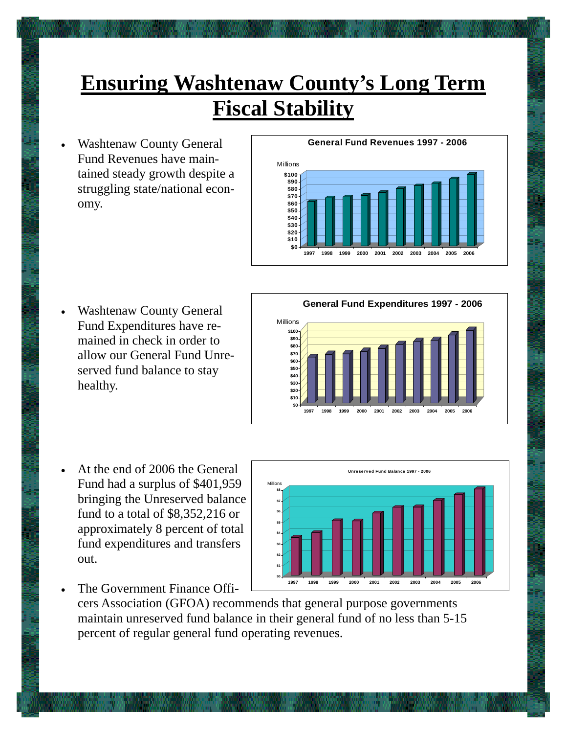# Ensuring Washtenaw County's Long Term Fiscal Stability

- Washtenaw County General Fund Revenues have maintained steady growth despite a struggling state/national economy.

**General Fund Revenues 1997 - 2006**

- Washtenaw County General Fund Expenditures have remained in check in order to allow our General Fund Unreserved fund balance to stay healthy.

**General Fund Expenditures 1997 - 2006**

- At the end of 2006 the General Fund had a surplus of $401,959 bringing the Unreserved balance fund to a total of $8,352,216 or approximately 8 percent of total fund expenditures and transfers out.

**Unreserved Fund Balance 1997 - 2006**

- The Government Finance Officers Association (GFOA) recommends that general purpose governments maintain unreserved fund balance in their general fund of no less than 5-15 percent of regular general fund operating revenues.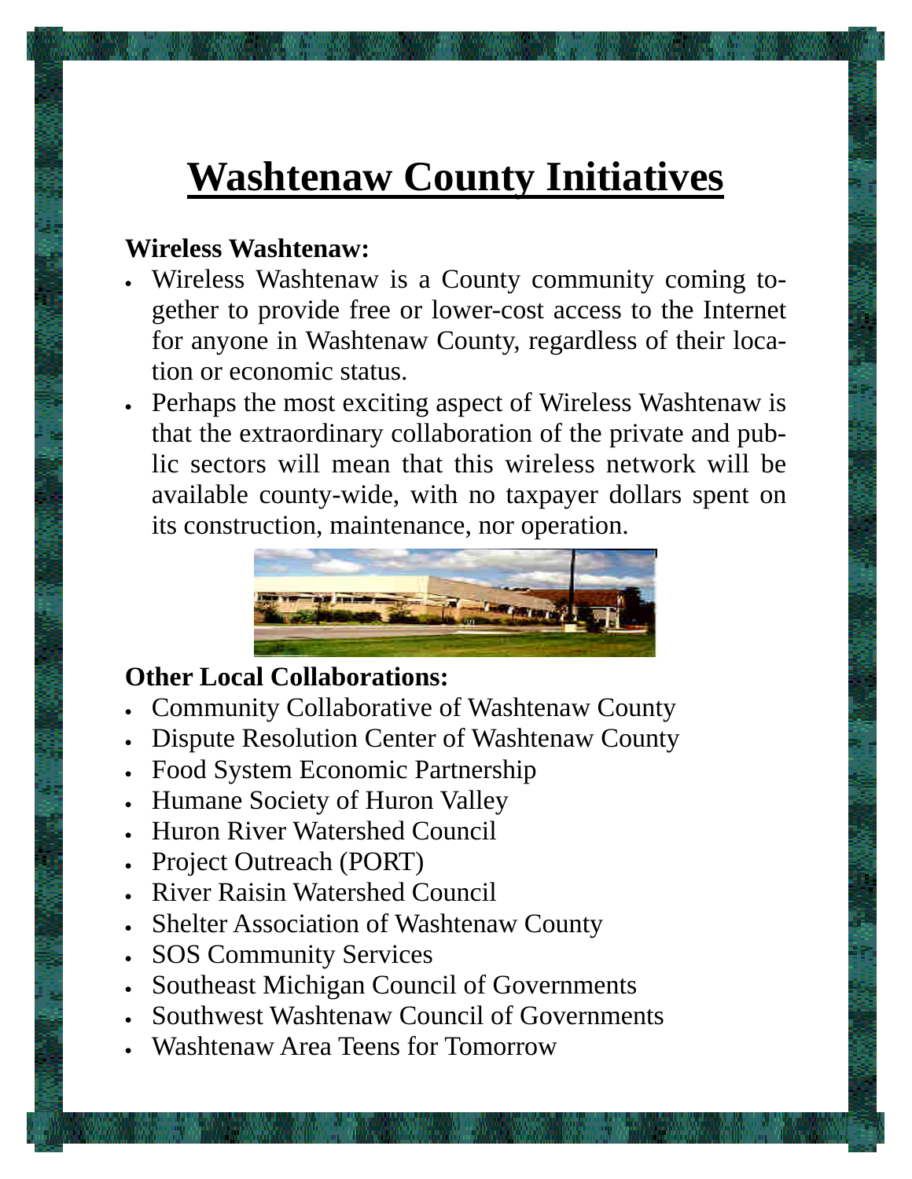# Washtenaw County Initiatives

**Wireless Washtenaw:**

- Wireless Washtenaw is a County community coming together to provide free or lower-cost access to the Internet for anyone in Washtenaw County, regardless of their location or economic status.
- Perhaps the most exciting aspect of Wireless Washtenaw is that the extraordinary collaboration of the private and public sectors will mean that this wireless network will be available county-wide, with no taxpayer dollars spent on its construction, maintenance, nor operation.

**Other Local Collaborations:**

- Community Collaborative of Washtenaw County
- Dispute Resolution Center of Washtenaw County
- Food System Economic Partnership
- Humane Society of Huron Valley
- Huron River Watershed Council
- Project Outreach (PORT)
- River Raisin Watershed Council
- Shelter Association of Washtenaw County
- SOS Community Services
- Southeast Michigan Council of Governments
- Southwest Washtenaw Council of Governments
- Washtenaw Area Teens for Tomorrow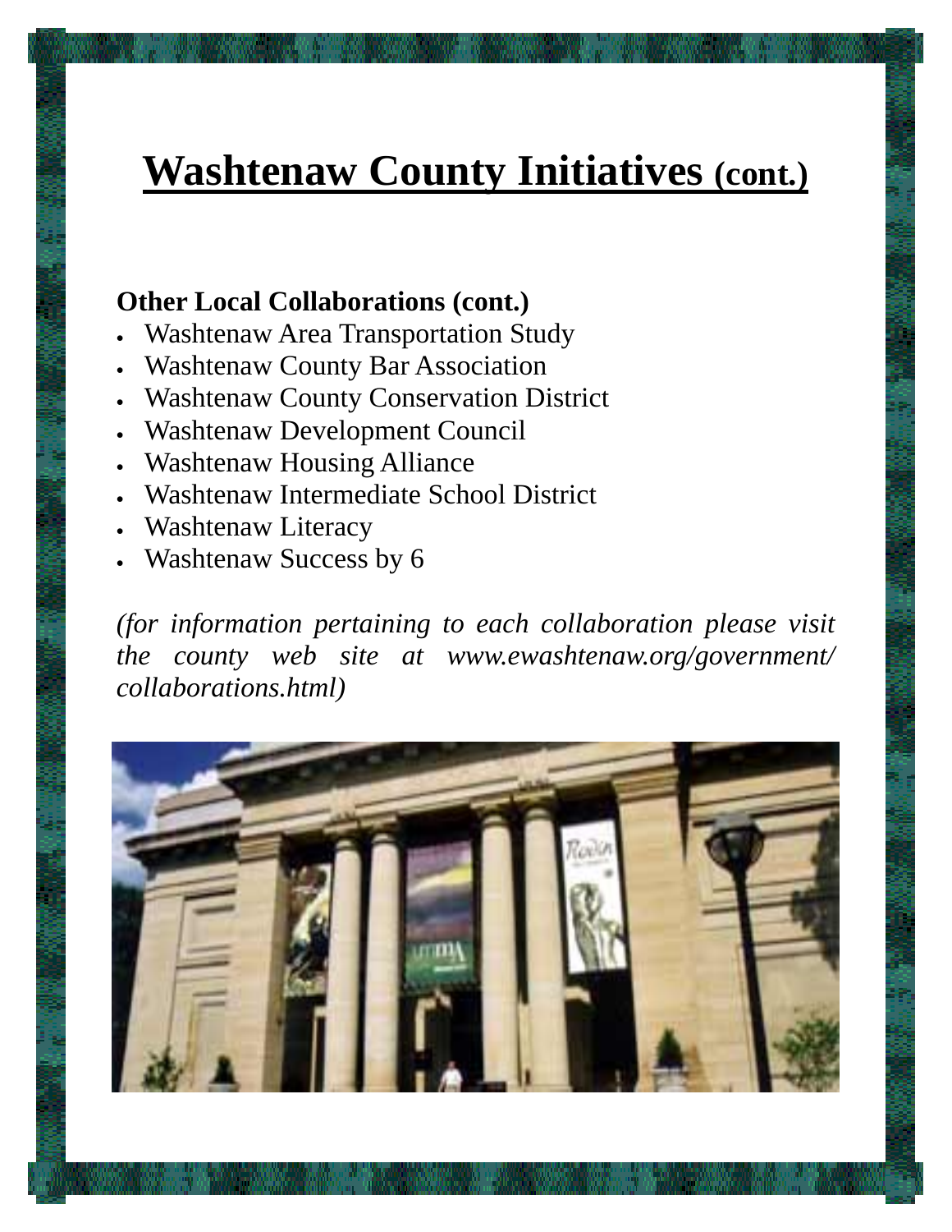# Washtenaw County Initiatives (cont.)

**Other Local Collaborations (cont.)**

- Washtenaw Area Transportation Study
- Washtenaw County Bar Association
- Washtenaw County Conservation District
- Washtenaw Development Council
- Washtenaw Housing Alliance
- Washtenaw Intermediate School District
- Washtenaw Literacy
- Washtenaw Success by 6

*(for information pertaining to each collaboration please visit the county web site at www.ewashtenaw.org/government/collaborations.html)*